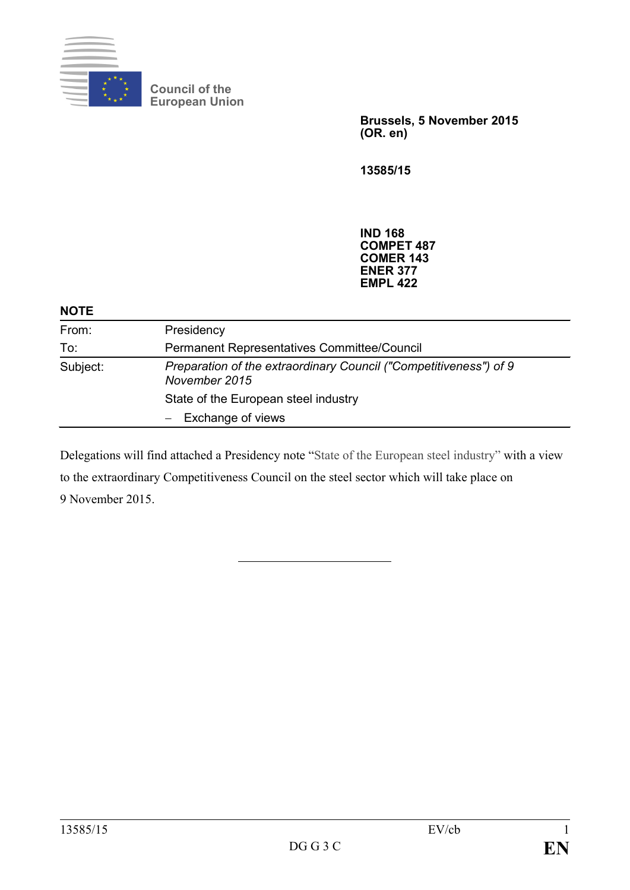Council of the European Union

**Brussels, 5 November 2015**
**(OR. en)**

**13585/15**

**IND 168**
**COMPET 487**
**COMER 143**
**ENER 377**
**EMPL 422**

**NOTE**

| | |
|---|---|
| From: | Presidency |
| To: | Permanent Representatives Committee/Council |
| Subject: | *Preparation of the extraordinary Council ("Competitiveness") of 9 November 2015*<br>State of the European steel industry<br>– Exchange of views |

Delegations will find attached a Presidency note "State of the European steel industry" with a view to the extraordinary Competitiveness Council on the steel sector which will take place on 9 November 2015.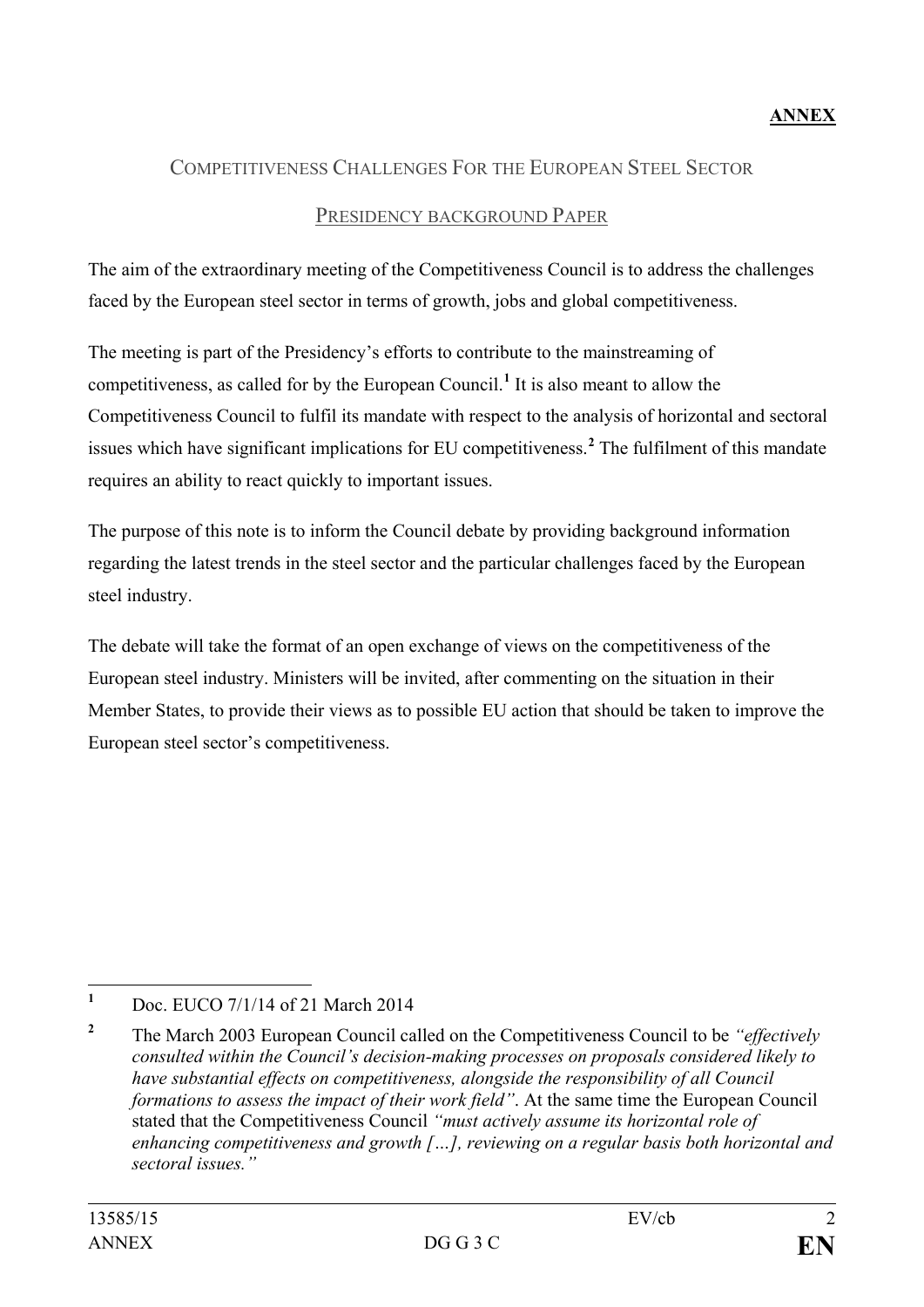**ANNEX**

## COMPETITIVENESS CHALLENGES FOR THE EUROPEAN STEEL SECTOR

### PRESIDENCY BACKGROUND PAPER

The aim of the extraordinary meeting of the Competitiveness Council is to address the challenges faced by the European steel sector in terms of growth, jobs and global competitiveness.

The meeting is part of the Presidency's efforts to contribute to the mainstreaming of competitiveness, as called for by the European Council.[1] It is also meant to allow the Competitiveness Council to fulfil its mandate with respect to the analysis of horizontal and sectoral issues which have significant implications for EU competitiveness.[2] The fulfilment of this mandate requires an ability to react quickly to important issues.

The purpose of this note is to inform the Council debate by providing background information regarding the latest trends in the steel sector and the particular challenges faced by the European steel industry.

The debate will take the format of an open exchange of views on the competitiveness of the European steel industry. Ministers will be invited, after commenting on the situation in their Member States, to provide their views as to possible EU action that should be taken to improve the European steel sector's competitiveness.

---

[1] Doc. EUCO 7/1/14 of 21 March 2014

[2] The March 2003 European Council called on the Competitiveness Council to be *"effectively consulted within the Council's decision-making processes on proposals considered likely to have substantial effects on competitiveness, alongside the responsibility of all Council formations to assess the impact of their work field"*. At the same time the European Council stated that the Competitiveness Council *"must actively assume its horizontal role of enhancing competitiveness and growth […], reviewing on a regular basis both horizontal and sectoral issues."*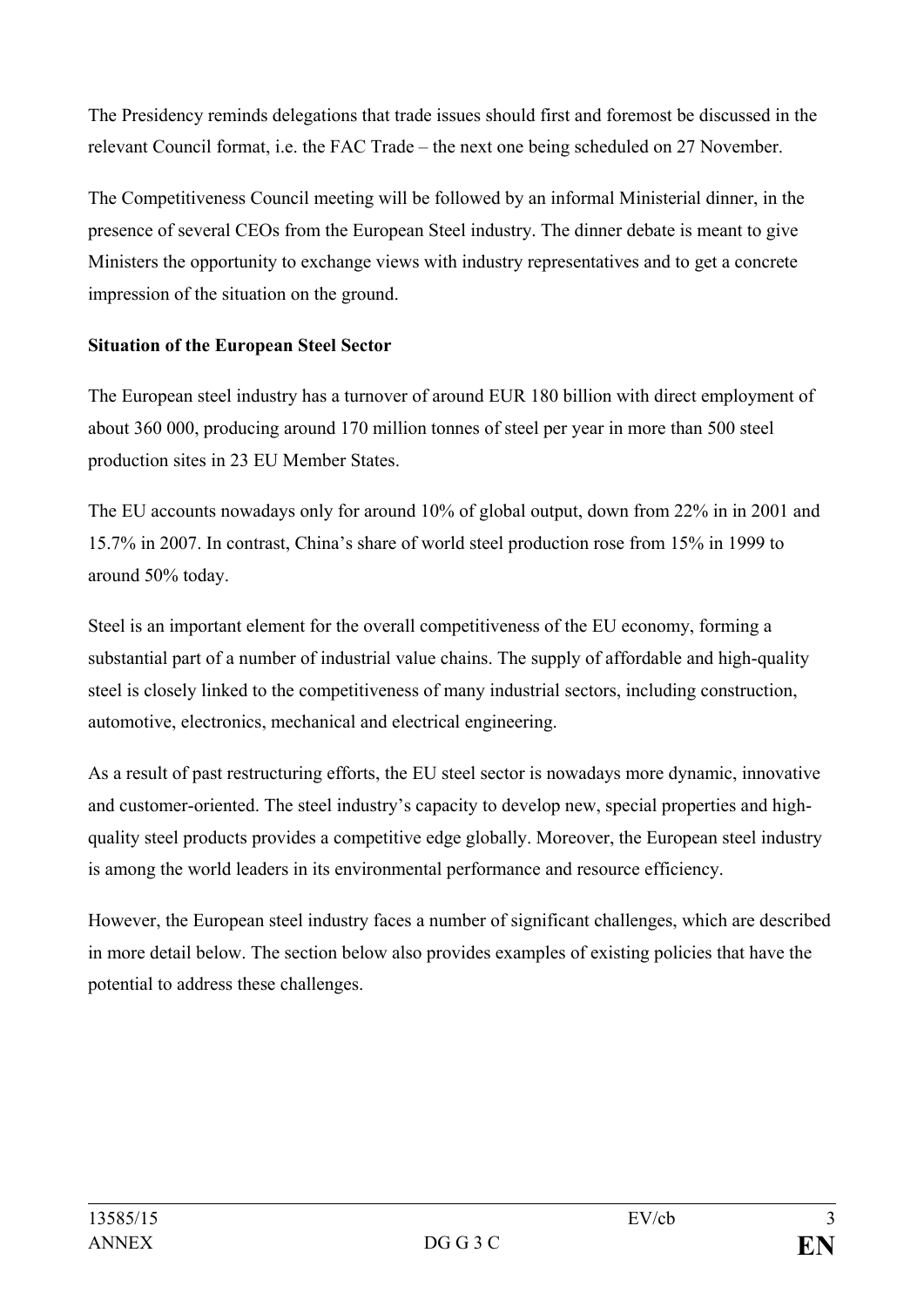The Presidency reminds delegations that trade issues should first and foremost be discussed in the relevant Council format, i.e. the FAC Trade – the next one being scheduled on 27 November.

The Competitiveness Council meeting will be followed by an informal Ministerial dinner, in the presence of several CEOs from the European Steel industry. The dinner debate is meant to give Ministers the opportunity to exchange views with industry representatives and to get a concrete impression of the situation on the ground.

**Situation of the European Steel Sector**

The European steel industry has a turnover of around EUR 180 billion with direct employment of about 360 000, producing around 170 million tonnes of steel per year in more than 500 steel production sites in 23 EU Member States.

The EU accounts nowadays only for around 10% of global output, down from 22% in in 2001 and 15.7% in 2007. In contrast, China's share of world steel production rose from 15% in 1999 to around 50% today.

Steel is an important element for the overall competitiveness of the EU economy, forming a substantial part of a number of industrial value chains. The supply of affordable and high-quality steel is closely linked to the competitiveness of many industrial sectors, including construction, automotive, electronics, mechanical and electrical engineering.

As a result of past restructuring efforts, the EU steel sector is nowadays more dynamic, innovative and customer-oriented. The steel industry's capacity to develop new, special properties and high-quality steel products provides a competitive edge globally. Moreover, the European steel industry is among the world leaders in its environmental performance and resource efficiency.

However, the European steel industry faces a number of significant challenges, which are described in more detail below. The section below also provides examples of existing policies that have the potential to address these challenges.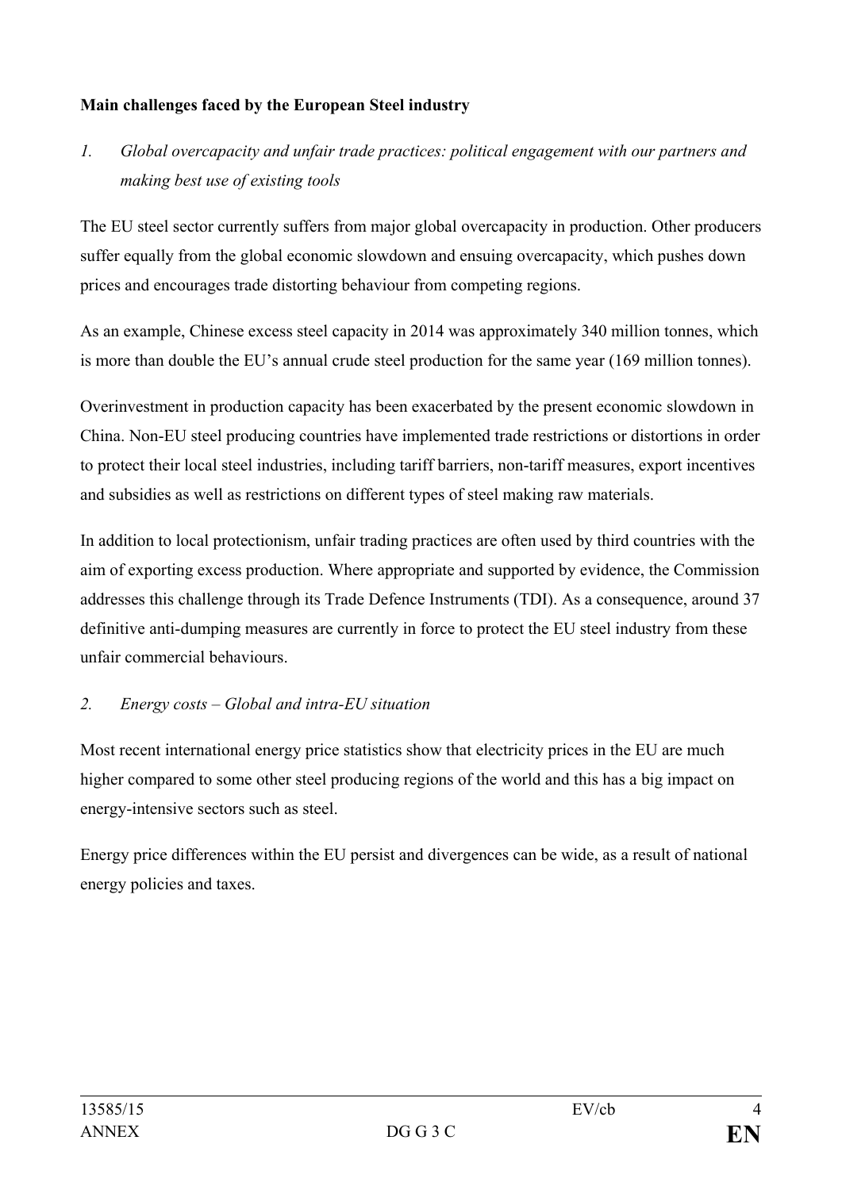**Main challenges faced by the European Steel industry**

*1. Global overcapacity and unfair trade practices: political engagement with our partners and making best use of existing tools*

The EU steel sector currently suffers from major global overcapacity in production. Other producers suffer equally from the global economic slowdown and ensuing overcapacity, which pushes down prices and encourages trade distorting behaviour from competing regions.

As an example, Chinese excess steel capacity in 2014 was approximately 340 million tonnes, which is more than double the EU's annual crude steel production for the same year (169 million tonnes).

Overinvestment in production capacity has been exacerbated by the present economic slowdown in China. Non-EU steel producing countries have implemented trade restrictions or distortions in order to protect their local steel industries, including tariff barriers, non-tariff measures, export incentives and subsidies as well as restrictions on different types of steel making raw materials.

In addition to local protectionism, unfair trading practices are often used by third countries with the aim of exporting excess production. Where appropriate and supported by evidence, the Commission addresses this challenge through its Trade Defence Instruments (TDI). As a consequence, around 37 definitive anti-dumping measures are currently in force to protect the EU steel industry from these unfair commercial behaviours.

*2. Energy costs – Global and intra-EU situation*

Most recent international energy price statistics show that electricity prices in the EU are much higher compared to some other steel producing regions of the world and this has a big impact on energy-intensive sectors such as steel.

Energy price differences within the EU persist and divergences can be wide, as a result of national energy policies and taxes.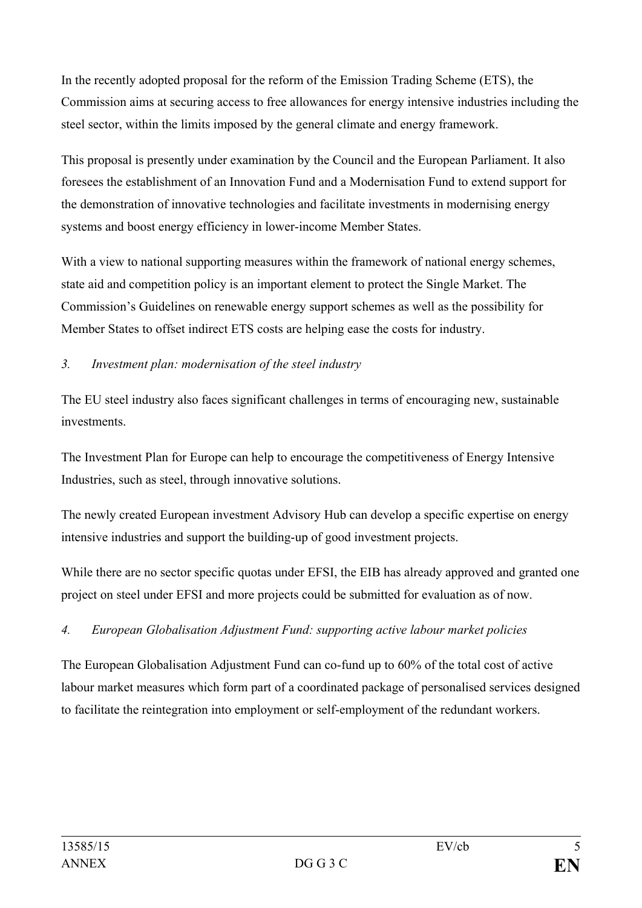In the recently adopted proposal for the reform of the Emission Trading Scheme (ETS), the Commission aims at securing access to free allowances for energy intensive industries including the steel sector, within the limits imposed by the general climate and energy framework.

This proposal is presently under examination by the Council and the European Parliament. It also foresees the establishment of an Innovation Fund and a Modernisation Fund to extend support for the demonstration of innovative technologies and facilitate investments in modernising energy systems and boost energy efficiency in lower-income Member States.

With a view to national supporting measures within the framework of national energy schemes, state aid and competition policy is an important element to protect the Single Market. The Commission's Guidelines on renewable energy support schemes as well as the possibility for Member States to offset indirect ETS costs are helping ease the costs for industry.

*3. Investment plan: modernisation of the steel industry*

The EU steel industry also faces significant challenges in terms of encouraging new, sustainable investments.

The Investment Plan for Europe can help to encourage the competitiveness of Energy Intensive Industries, such as steel, through innovative solutions.

The newly created European investment Advisory Hub can develop a specific expertise on energy intensive industries and support the building-up of good investment projects.

While there are no sector specific quotas under EFSI, the EIB has already approved and granted one project on steel under EFSI and more projects could be submitted for evaluation as of now.

*4. European Globalisation Adjustment Fund: supporting active labour market policies*

The European Globalisation Adjustment Fund can co-fund up to 60% of the total cost of active labour market measures which form part of a coordinated package of personalised services designed to facilitate the reintegration into employment or self-employment of the redundant workers.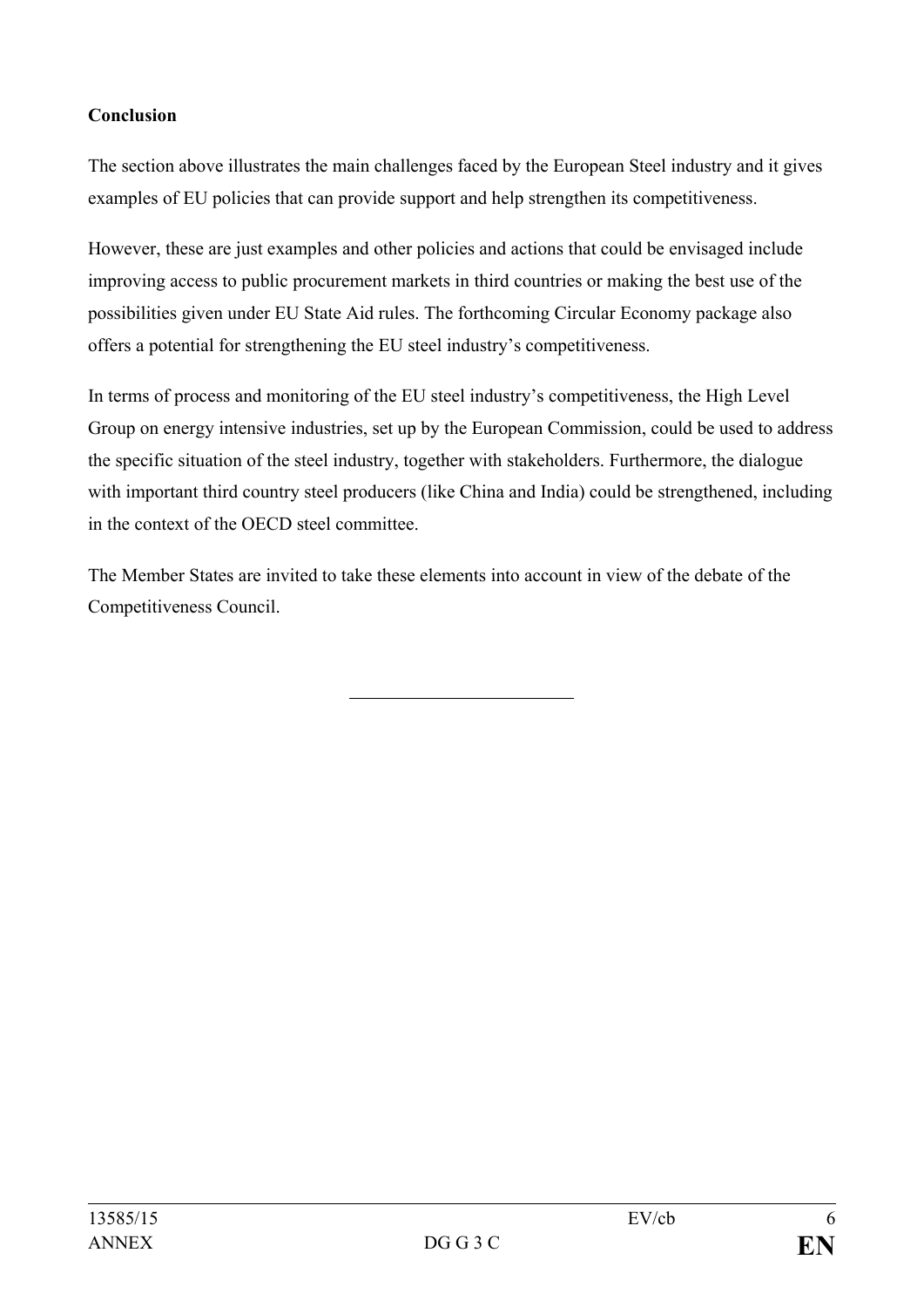**Conclusion**

The section above illustrates the main challenges faced by the European Steel industry and it gives examples of EU policies that can provide support and help strengthen its competitiveness.

However, these are just examples and other policies and actions that could be envisaged include improving access to public procurement markets in third countries or making the best use of the possibilities given under EU State Aid rules. The forthcoming Circular Economy package also offers a potential for strengthening the EU steel industry's competitiveness.

In terms of process and monitoring of the EU steel industry's competitiveness, the High Level Group on energy intensive industries, set up by the European Commission, could be used to address the specific situation of the steel industry, together with stakeholders. Furthermore, the dialogue with important third country steel producers (like China and India) could be strengthened, including in the context of the OECD steel committee.

The Member States are invited to take these elements into account in view of the debate of the Competitiveness Council.